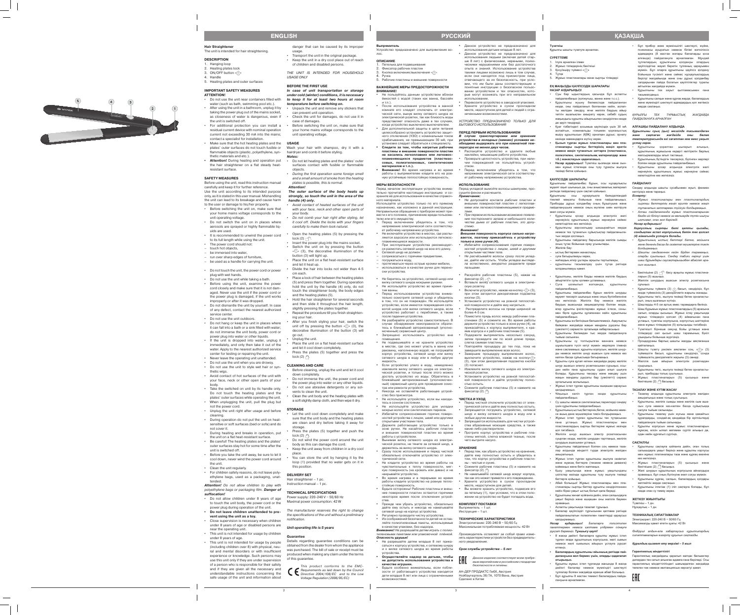# ENGLISH

## Hair Straightener

The unit is intended for hair straightening.

### DESCRIPTION

1. Hanging loop
2. Heating plates lock
3. ON/OFF button «»
4. Handle
5. Heating plates and outer surfaces

### IMPORTANT SAFETY MEASURES

**ATTENTION!**

- Do not use the unit near containers filled with water (such as bath, swimming pool etc.).
- After using the unit in a bathroom, unplug it by taking the power plug out of the mains socket, as closeness of water is dangerous, even if the unit is switched off.
- For additional protection you can install a residual current device with nominal operation current not exceeding 30 mA into the mains; contact a specialist for installation.
- Make sure that the hot heating plates and the plates' outer surfaces do not touch fusible or flammable objects (plastic, polyethylene, synthetic materials and etc.).
- **Attention!** During heating and operation put the hair straightener on a flat steady heat-resistant surface.

### SAFETY MEASURES

Before using the unit, read this instruction manual carefully and keep it for further reference.

Use the unit according to its intended purpose only, as it is stated in this user manual. Mishandling the unit can lead to its breakage and cause harm to the user or damage to his/her property.

- Before switching the unit on, make sure that your home mains voltage corresponds to the unit operating voltage.
- Do not switch the unit on in places where aerosols are sprayed or highly flammable liquids are used.
- It is recommended to unwind the power cord to its full length while using the unit.
- The power cord should not:
  - touch hot objects,
  - be immersed into water,
  - run over sharp edges of furniture,
  - be used as a handle for carrying the unit.
- Do not touch the unit, the power cord or power plug with wet hands.
- Do not use the unit while taking a bath.
- Before using the unit, examine the power cord closely and make sure that it is not damaged. Never use the unit if the power cord or the power plug is damaged, if the unit works improperly or after it was dropped.
- Do not dismantle the unit by yourself. In case of any defect, contact the nearest authorized service center.
- Do not use the unit outdoors.
- Do not hang or keep the unit in places where it can fall into a bath or a sink filled with water; do not immerse the unit body, power cord or power plug into water or other liquids.
- If the unit is dropped into water, unplug it immediately, and only then take it out of the water. Apply to the nearest authorized service center for testing or repairing the unit.
- Never leave the operating unit unattended.
- Do not use the unit when you are drowsy.
- Do not use the unit to style wet hair or synthetic wigs.
- Avoid contact of hot surfaces of the unit with your face, neck or other open parts of your body.
- Take the switched on unit only by its handle only. Do not touch the heating plates and the plates' outer surfaces while operating the unit.
- When unplugging the unit, pull the plug but not the power cord.
- Unplug the unit right after usage and before cleaning.
- During operation do not put the unit on heat-sensitive or soft surfaces (bed or sofa) and do not cover it.
- During heating and breaks in operation, put the unit on a flat heat-resistant surface.
- Be careful! The heating plates and the plates' outer surfaces stay hot for some time after the unit is switched off.
- Before you take the unit away, be sure to let it cool down, never wind the power cord around the unit.
- Clean the unit regularly.
- For children safety reasons, do not leave polyethylene bags, used as a packaging, unattended.

***Attention!** Do not allow children to play with polyethylene bags or packaging film. **Danger of suffocation!***

- Do not allow children under 8 years of age to touch the unit body, the power cord or the power plug during operation of the unit.
- **Do not leave children unattended to prevent using the unit as a toy.**
- Close supervision is necessary when children under 8 years of age or disabled persons are near the operating unit.
- This unit is not intended for usage by children under 8 years of age.
- This unit is not intended for usage by people (including children over 8) with physical, neural and mental disorders or with insufficient experience or knowledge. Such persons may use this unit only if they are under supervision of a person who is responsible for their safety and if they are given all the necessary and understandable instructions concerning the safe usage of the unit and information about danger that can be caused by its improper usage.
- Transport the unit in the original package.
- Keep the unit in a dry cool place out of reach of children and disabled persons.

*THE UNIT IS INTENDED FOR HOUSEHOLD USAGE ONLY*

### BEFORE THE FIRST USE

***In case of unit transportation or storage under cold (winter) conditions, it is necessary to keep it for at least two hours at room temperature before switching on.***

- Unpack the unit and remove any stickers that can prevent unit operation.
- Check the unit for damages, do not use it in case of damages.
- Before switching the unit on, make sure that your home mains voltage corresponds to the unit operating voltage.

### USAGE

Wash your hair with shampoo, dry it with a hairdryer and comb it before styling.

***Notes:***

- *Do not let heating plates and the plates' outer surfaces contact with fusible or flammable objects.*
- *During the first operation some foreign smell and a small amount of smoke from the heating plates is possible, this is normal.*

***Attention!***

***The outer surface of the body heats up strongly, so touch the unit in the area of the handle (4) only.***

- *Avoid contact of heated surfaces of the unit with your face, neck and other open parts of your body.*
- *Do not comb your hair right after styling, let it cool off. Divide the locks with your fingers carefully to make them look natural.*

- Open the heating plates (5) by pressing the lock (2) .
- Insert the power plug into the mains socket.
- Switch the unit on by pressing the button «» (3), the decorative illumination of the button (3) will light up.
- Place the unit on a flat heat-resistant surface and let it heat up.
- Divide the hair into locks not wider than 4-5 cm each.
- Place a lock of hair between the heating plates (5) and press them together. During operation hold the unit by the handle (4) only, do not touch the straightener body, the edge and the heating plates (5).
- Hold the hair straightener for several seconds and then slide it throughout the hair length, slightly pressing the plates together.
- Repeat the procedure till you finish straightening your hair.
- After you finish styling your hair, switch the unit off by pressing the button «» (3), the decorative illumination of the button (3) will go out.
- Unplug the unit.
- Place the unit on a flat heat-resistant surface and let it cool down completely.
- Press the plates (5) together and press the lock (2) .

### CLEANING AND CARE

- Before cleaning, unplug the unit and let it cool down completely.
- Do not immerse the unit, the power cord and the power plug into water or any other liquids.
- Do not use abrasive detergents or any solvents to clean the unit.
- Clean the unit body and the heating plates with a soft slightly damp cloth, and then wipe it dry.

### STORAGE

- Let the unit cool down completely and make sure that the unit body and the heating plates are clean and dry before taking it away for storage.
- Press the plates (5) together and press the lock (2) .
- Do not wind the power cord around the unit body as this can damage the cord.
- Keep the unit away from children in a dry cool place.
- You can store the unit by hanging it by the loop (1) provided that no water gets on it in this position.

### DELIVERY SET

Hair straightener – 1 pc.
Instruction manual – 1 pc.

### TECHNICAL SPECIFICATIONS

Power supply: 220-240 V ~ 50/60 Hz
Maximal power consumption: 42 W

*The manufacturer reserves the right to change the specifications of the unit without a preliminary notification.*

***Unit operating life is 5 years***

### Guarantee

Details regarding guarantee conditions can be obtained from the dealer from whom the appliance was purchased. The bill of sale or receipt must be produced when making any claim under the terms of this guarantee.

*This product conforms to the EMC-Requirements as laid down by the Council Directive 2004/108/EC and to the Low Voltage Regulation (2006/95/EC)*

# РУССКИЙ

## Выпрямитель

Устройство предназначено для выпрямления волос.

### ОПИСАНИЕ

1. Петелька для подвешивания
2. Фиксатор рабочих пластин
3. Кнопка включения/выключения «»
4. Ручка
5. Рабочие пластины и внешние поверхности

### ВАЖНЕЙШИЕ МЕРЫ ПРЕДОСТОРОЖНОСТИ

**ВНИМАНИЕ!**

- Не пользуйтесь данным устройством вблизи ёмкостей с водой (таких как ванна, бассейн и т.п.).
- После использования устройства в ванной комнате его следует отключить от электрической сети, вынув вилку сетевого шнура из электрической розетки, так как близость воды представляет опасность даже в тех случаях, когда устройство выключено выключателем.
- Для дополнительной защиты в цепи питания целесообразно установить устройство защитного отключения (УЗО) с номинальным током срабатывания, не превышающим 30 мА; при установке следует обратиться к специалисту.
- **Следите за тем, чтобы нагретые рабочие пластины и внешние поверхности пластин не касались легкоплавких или легковоспламеняющихся предметов (пластмассовых, полиэтиленовых, синтетических материалов и т.п.).**
- **Внимание!** Во время нагрева и во время работы с выпрямителем кладите его на ровную устойчивую теплостойкую поверхность.

### МЕРЫ БЕЗОПАСНОСТИ

Перед началом эксплуатации устройства внимательно прочитайте настоящую инструкцию и сохраните её для использования в качестве справочного материала.

Используйте устройство только по его прямому назначению, как изложено в данной инструкции. Неправильное обращение с прибором может привести к его поломке, причинению вреда пользователю или его имуществу.

- Перед включением убедитесь в том, что напряжение электрической сети соответствует рабочему напряжению устройства.
- Не включайте устройство в местах, где распыляются аэрозоли или используются легковоспламеняющиеся жидкости.
- При эксплуатации устройства рекомендуется размотать сетевой шнур на всю его длину.
- Сетевой шнур не должен:
  - соприкасаться с горячими предметами,
  - погружаться в воду,
  - протягиваться через острые кромки мебели,
  - использоваться в качестве ручки для переноски устройства.
- Не беритесь за устройство, сетевой шнур или вилку сетевого шнура мокрыми руками.
- Не используйте устройство во время принятия ванны.
- Перед использованием устройства внимательно осмотрите сетевой шнур и убедитесь в том, что он не поврежден. Не используйте устройство, если имеются повреждения сетевого шнура или вилки сетевого шнура, если устройство работает с перебоями, а также после падения устройства.
- Не разбирайте устройство самостоятельно. В случае обнаружения неисправности обратитесь в ближайший авторизованный (уполномоченный) сервисный центр.
- Запрещено использовать устройство вне помещения.
- Не подвешивайте и не храните устройство в местах, где оно может упасть в ванну или раковину, наполненную водой; не погружайте корпус устройства, сетевой шнур или вилку сетевого шнура в воду или в любую другую жидкость.
- Если устройство упало в воду, немедленно извлеките вилку сетевого шнура из электрической розетки, и только после этого можно достать устройство из воды. Обратитесь в ближайший авторизованный (уполномоченный) сервисный центр для проведения осмотра или ремонта устройства.
- Никогда не оставляйте работающее устройство без присмотра.
- Не используйте устройство, если вы находитесь в сонном состоянии.
- Не используйте устройство для укладки мокрых волос или синтетических париков.
- Избегайте соприкосновения горячих поверхностей устройства с лицом, шеей или другими открытыми участками тела.
- Держите работающее устройство только в зоне ручки. Не касайтесь рабочих пластин и внешних поверхностей пластин во время работы с устройством.
- Вынимая вилку сетевого шнура из электрической розетки, не тяните за сетевой шнур, а держитесь за вилку сетевого шнура.
- Сразу после использования и перед чисткой обязательно отключайте устройство от электрической сети.
- Не кладите устройство во время работы на чувствительные к теплу поверхности, мягкую поверхность (на кровать или диван) и не накрывайте устройство.
- Во время нагрева и в перерывах во время работы кладите устройство на ровную теплостойкую поверхность.
- Будьте осторожны! Рабочие пластины и внешние поверхности пластин остаются горячими некоторое время после отключения устройства.
- Прежде чем убрать устройство, обязательно дайте ему остыть и никогда не наматывайте сетевой шнур на корпус устройства.
- Регулярно проводите чистку устройства.
- Из соображений безопасности детей не оставляйте полиэтиленовые пакеты, используемые в качестве упаковки, без надзора.

***Внимание!** Не разрешайте детям играть с полиэтиленовыми пакетами или упаковочной плёнкой. **Опасность удушья!***

- Не разрешайте детям младше 8 лет прикасаться к корпусу устройства, к сетевому шнуру и к вилке сетевого шнура во время работы устройства.
- **Осуществляйте надзор за детьми, чтобы не допустить использования устройства в качестве игрушки.**
- Будьте особенно внимательны, если поблизости от работающего устройства находятся дети младше 8 лет или лица с ограниченными возможностями.
- Данное устройство не предназначено для использования детьми младше 8 лет.
- Данное устройство не предназначено для использования людьми (включая детей старше 8 лет) с физическими, нервными, психическими нарушениями или без достаточного опыта и знаний. Использование устройства такими лицами возможно лишь в том случае, если они находятся под присмотром лица, отвечающего за их безопасность, при условии, что им были даны соответствующие и понятные инструкции о безопасном пользовании устройством и тех опасностях, которые могут возникать при его неправильном использовании.
- Перевозите устройство в заводской упаковке.
- Храните устройство в сухом прохладном месте, недоступном для детей и людей с ограниченными возможностями.

*УСТРОЙСТВО ПРЕДНАЗНАЧЕНО ТОЛЬКО ДЛЯ БЫТОВОГО ИСПОЛЬЗОВАНИЯ*

### ПЕРЕД ПЕРВЫМ ИСПОЛЬЗОВАНИЕМ

***В случае транспортировки или хранения устройства в холодных (зимних) условиях необходимо выдержать его при комнатной температуре не менее двух часов.***

- Распакуйте устройство и удалите любые наклейки, мешающие работе устройства.
- Проверьте целостность устройства, при наличии повреждений не пользуйтесь устройством.
- Перед включением убедитесь в том, что напряжение электрической сети соответствует рабочему напряжению устройства.

### ИСПОЛЬЗОВАНИЕ

Перед укладкой вымойте волосы шампунем, просушите феном и расчешите.

***Примечания:***

- *Не допускайте контакта рабочих пластин и внешних поверхностей пластин с легкоплавкими или легковоспламеняющимися предметами.*
- *При первом использовании возможно появление постороннего запаха и небольшого количества дыма от рабочих пластин, это допустимо.*

***Внимание!***

***Внешняя поверхность корпуса сильно нагревается, поэтому прикасайтесь к устройству только в зоне ручки (4).***

- *Избегайте соприкосновения горячих поверхностей устройства с лицом, шеей и другими открытыми частями тела.*
- *Не расчёсывайте волосы сразу после укладки, дайте им остыть. Чтобы укладка выглядела естественно, аккуратно разделите пряди пальцами.*

- Раскройте рабочие пластины (5), нажав на фиксатор (2) .
- Вставьте вилку сетевого шнура в электрическую розетку.
- Включите устройство, нажав на кнопку «» (3), при этом загорится декоративная подсветка кнопки (3).
- Установите устройство на ровной теплостойкой поверхности и дайте ему нагреться.
- Распределите волосы на пряди шириной не более 4-5 см.
- Поместите прядь волос между рабочими пластинами (5) и сожмите их. Во время работы держите устройство только в зоне ручки (4), не прикасайтесь к корпусу выпрямителя, к краям корпуса и к рабочим пластинам (5).
- Подержите выпрямитель несколько секунд, затем проведите им по всей длине пряди, слегка сжимая пластины.
- Повторяйте процедуру до тех пор, пока не завершите выпрямление всех волос.
- Завершив процедуру выпрямления волос, выключите устройство, нажав на кнопку «» (3), при этом декоративная подсветка кнопки (3) погаснет.
- Извлеките вилку сетевого шнура из электрической розетки.
- Установите устройство на ровной теплостойкой поверхности и дайте ему полностью остыть.
- Сожмите рабочие пластины (5) и нажмите на фиксатор (2) .

### ЧИСТКА И УХОД

- Перед чисткой отключите устройство от электрической сети и дайте ему полностью остыть.
- Запрещается погружать устройство, сетевой шнур и вилку сетевого шнура в воду или в любые другие жидкости.
- Запрещается использовать для чистки устройства абразивные моющие средства, а также какие-либо растворители.
- Протрите корпус устройства и рабочие пластины мягкой, слегка влажной тканью, после чего вытрите насухо.

### ХРАНЕНИЕ

- Перед тем, как убрать устройство на хранение, дайте ему полностью остыть и убедитесь в том, что корпус устройства и рабочие пластины - чистые и сухие.
- Сожмите рабочие пластины (5) и нажмите на фиксатор (2) .
- Не наматывайте сетевой шнур вокруг корпуса, так как это может привести к его повреждению.
- Храните устройство в сухом прохладном месте, недоступном для детей.
- Вы можете хранить устройство, подвесив его за петельку (1), при условии, что в этом положении на устройство не будет попадать вода.

### КОМПЛЕКТ ПОСТАВКИ

Выпрямитель – 1 шт.
Инструкция – 1 шт.

### ТЕХНИЧЕСКИЕ ХАРАКТЕРИСТИКИ

Электропитание: 220-240 В ~ 50/60 Гц
Максимальная потребляемая мощность: 42 Вт

*Производитель оставляет за собой право изменять характеристики устройств без предварительного уведомления.*

***Срок службы устройства – 5 лет***

*Данное изделие соответствует всем требуемым европейским и российским стандартам безопасности и гигиены.*

АН-ДЕР ПРОДАКТС ГмбХ, Австрия
Нойбаугюртель 38/7А, 1070 Вена, Австрия
Сделано в Китае

# ҚАЗАҚША

## Түзеткіш

Құрылғы шашты түзетуге арналған.

### СУРЕТТЕМЕ

1. Ілуге арналған ілмек
2. Жұмыс тілімдерінің бекіткіші
3. Қосу/өшіру түймесі «»
4. Тұтқа
5. Жұмыс пластиналары және сыртқы тілімдері

### ЕҢ МАҢЫЗДЫ ҚАУІПСІЗДІК ШАРАЛАРЫ

**НАЗАР АУДАРЫҢЫЗ!**

- Суы бар ыдыстардың қасында бұл аспапты пайдаланбаңыз (қолжуғыш, ванна және т.с.с.).
- Құрылғыны жуынатын бөлмеде пайдаланған кезде, оны пайдаланып болғаннан кейін, аспапты желіден сөндіру, яғни желілік баудың айыр тетігін желілік розеткадан шығару керек, себебі судың жақындығы құрылғы айырғышпен сөндірілген кезде де қауіп төндіреді.
- Қоректендіруші қосымша қауіпсіздік үшін 30 мА аспайтын, номиналды тогымен қорғаныстық өшіру құрылғысын (ҚӨҚ) орнатқан дұрыс; орнату кезінде мамандарға жүгіну керек.
- **Қызып тұрған жұмыс пластиналары мен пластиналардың сыртқы беттерінің жеңіл еритін немесе жеңіл тұтанатын заттарға (пластмасса, полиэтилен, синтетикалық материалдар және т.б.) жанаспауын қадағалаңыз.**
- **Назар аударыңыз!** Түзеткіш қызғанда және онымен жұмыс істегенде оны тегіс тұрақты ыстыққа төзімді бетке қойыңыз.

### ҚАУІПСІЗДІК ШАРАЛАРЫ

Құрылғыны пайдаланбас бұрын, осы нұсқаулықты мұқият оқып шығыңыз да, оны анықтамалық материал ретінде пайдалану үшін сақтап қойыңыз.

Құрылғыны осы нұсқаулықта баяндалғандай тікелей мақсаты бойынша ғана пайдаланыңыз. Приборды дұрыс қолданбау оның бұзылуына және пайдаланушыға немесе оның мүлкіне зиян келтіруге әкеп соғуы мүмкін.

- Құрылғыны қосар алдында электрлік желі кернеуінің құрылғының жұмыс кернеуіне сәйкес келетініне көз жеткізіңіз.
- Құрылғыны аэрозольдар шашыратылып жатқан немесе тез тұтанатын сұйықтықтар пайдаланылып жатқан жерде қоспаңыз.
- Құрылғыны пайдалану барысында желілік бауды оның тұтас бойынша орау ұсынылады.
- Желілік бау:
  - ыстық беттерге жанаспауы,
  - суға батырылмауы керек,
  - жиһаздың өткір шеттері арқылы тартылмауы,
  - құрылғыны тасымалдау үшін тұтқа ретінде қолданылмауы қажет.
- Құрылғыны, желілік бауды немесе желілік баудың айыртетігін су қолмен ұстамаңыз.
- Суға шомылып жатқанда, құрылғыны пайдаланбаңыз.
- Құрылғыны пайдаланбас бұрын желілік шнурды мұқият тексеріп шығыңыз және оның бүлінбегеніне көз жеткізіңіз. Желілік бау немесе желілік баудың ашасында зақымдалулар болған кезде, егер құрылғы ірікіспен жұмыс істесе, сонымен бірге құрылғы құлағаннан кейін құрылғыны пайдаланбаңыз.
- Құрылғыны өз бетіңізше бөлшектемеңіз. Ақаулықты байқаған жағдайда жақын маңдағы рұқсаты бар (уәкілетті) сервистік орталыққа хабарласыңыз.
- Құрылғыны бөлменің тыс жерде пайдалануға тыйым салынған.
- Құрылғыны су толтырылған ваннаға немесе шұңғылшаға түсіп кетуі мүмкін жерлерге ілмеңіз және сақтамаңыз; құрылғы корпусын, желілік шнурды немесе желілік шнур ашасын суға немесе кез келген басқа сұйықтыққа батырмаңыз.
- Құрылғы суға құлап кеткен жағдайда дереу желілік шнур ашасын электр розеткасынан суырып, осыдан кейін ғана құрылғыны судан алып шығуға болады. Құрылғыны тексеру және жөндеу үшін жақын маңдағы рұқсаты бар (уәкілетті) сервис орталығына жолығыңыз.
- Жұмыс істеп тұрған құрылғыны ешқашан қараусыз қалдырмаңыз.
- Ұйқыңыз келіп тұрған кезде құрылғыны пайдаланбаңыз.
- Су шашыты синтетикалық париктерді сәндеу үшін құрылғыны пайдаланбаңыз.
- Құрылғының ыстық беттерінің бетке, мойынға немесе ашық дене мүшелеріне тиюін болдырмаңыз.
- Жұмыс істеп тұрған құрылғыны тек тұтқасынан ғана ұстаңыз. Жұмыс пластиналары мен пластиналардың сыртқы беттеріне жұмыс кезінде қол тигізбеңіз.
- Желілік шнур ашасын электр розеткасынан суырған кезде, желілік шнурдан тартпаңыз, желілік шнурдың ашасынан ұстаңыз.
- Құрылғыны пайдаланып болған соң немесе тазалар алдында міндетті түрде электрлік желіден ажыратыңыз.
- Жұмыс істеп тұрған құрылғыны жылу сезімтал және жұмсақ беттерге (төсекке немесе диванға) қоймаңыз және бетін жаппаңыз.
- Қызу уақытында және жұмыс үзілістеріндегі үзілістер кезінде құрылғыны тегіс ыстыққа төзімді беттерге қойыңыз.
- Абай болыңыз! Жұмыс пластиналары мен пластиналардың сыртқы беттері құрылғы сөндірілгеннен кейін біраз уақыт ыстық болып қала береді.
- Құрылғыны жинап қоймас бұрын, оған салқындауға уақыт беріңіз және желілік шнурды оның корпусына орамаңыз.
- Аспапты уақытында тазалап тұрыңыз.
- Балалар қауіпсіздігі тұрғысынан қаптама ретінде пайдаланылатын полиэтилен пакеттерді қараусыз қалдырмаңыз.

***Назар аударыңыз!** Балаларға полиэтилен пакеттермен немесе қаптама үлдірмен ойнауға рұқсат бермеңіз. **Тұншығу қаупі!***

- 8 жасқа дейінгі балаларға құрылғы жұмыс істеп тұрған кезде құрылғының корпусына, желі сымы немесе желі сымының айыршы ұстауға рұқсат етпеңіз.
- **Балалардың құрылғыны ойыншық ретінде пайдалануына жол бермеу үшін, оларды қадағалап отырыңыз.**
- Құрылғы жұмыс істеп тұрғанда жанында 8 жасқа дейінгі балалар немесе мүмкіндігі шектеулі тұлғалар болса аса сақ болыңыз.
- Бұл құрылғы 8 жастан төмен балалардың пайдалануына арналмаған.
- Бұл прибор және мүмкіндігі шектеулі, жүйке, психикасы ауырытын немесе білімі жеткіліксіз адамдарға (8 жастан жоғары балаларды қоса алғанда) пайдалануға арналмаған. Мұндай тұлғалардың құрылғыны қолдануы олардың қауіпсіздігіне жауап беретін тұлғаның қарауымен мүмкін. Бұл оларға құрылғыны қауіпсіз қолдану бойынша түсінікті және сәйкес нұсқаулықтардың берілуі жағдайында және оны дұрыс қолданбау салдарынан пайда болатын қауіптіліктер туралы айтылған жағдайда мүмкін.
- Құрылғыны тек зауыт қаптамасымен ғана тасымалдаңыз.
- Құрылғыны салқын және құрғақ жерде, балалардың және мүмкіндігі шектеулі адамдардың қолы жетпейтін жерде сақтаңыз.

*ҚҰРЫЛҒЫ ТЕК ТҰРМЫСТЫҚ ЖАҒДАЙДА ПАЙДАЛАНУҒА АРНАЛҒАН*

### АЛҒАШҚЫ ПАЙДАЛАНУ АЛДЫНДА

***Құрылғыны суық (қыс) мезгілде тасымалдаған және сақтаған жағдайда оны бөлме температурасында екі сағаттан кем емес ұстап тұру керек.***

- Құрылғыны қораптан шығарып алыңыз, құрылғының жұмысына кедергі келтіретін барлық жапсырмаларды алып тастаңыз.
- Құрылғының бүтіндігін тексеріңіз, бүлінген жерлері болған кезде құрылғыны пайдаланбаңыз.
- Құрылғыны қосар алдында электрлік желі кернеуінің құрылғы жұмыс кернеуіне сәйкес келетініне көз жеткізіңіз.

### ПАЙДАЛАНУ

Сәндеу алдында шашты сусабынмен жуып, фенмен кептіріңіз және тараңыз.

***Ескерту:***

- *Жұмыс пластиналары мен пластиналардың сыртқы беттерінің жеңіл еритін немесе жеңіл тұтанатын заттармен түйісуін болдырмаңыз.*
- *Алғаш пайдаланғанда жұмыс пластиналарынан бөгде иіс білінуі немесе аз мөлшерде түтін шығуы мүмкін, оған жол беріледі.*

***Назар аударыңыз!***

***Корпустың сыртқы беті қатты қызады, сондықтан аспап корпусына тек тұтқа (4) аймағында ұстауға болады.***

- *Құрылғының ыстық беттері бетке, мойынға және дененің басқа да ашылған мүшелеріне тиюін болдырмаңыз.*
- *Шашты сәндегеннен кейін бірден тарамаңыз, оларды суытыңыз. Сәндеу табиғи көрінуі үшін шаш бұрымдарын саусақтарыңызбен абайлап ажыратыңыз.*

- Бекіткішке (2)  басу арқылы жұмыс пластиналарын (5) ашыңыз.
- Желілік шнурдың ашасын электр розеткасына сұғыңыз.
- Құрылғыны түймеге (3) «» басып, сөндіріңіз, бұл түйме сәулесінің (3) декоративті жарығы жанады.
- Құрылғыны тегіс, ыстыққа төзімді бетке орналастырып, оның қызғанын күтіңіз.
- Шаштарды 4-5 см артық емес тарамдарға бөліңіз.
- Шаш бұрымын жұмыс пластиналары (5) арасына салып, оларды қысыңыз. Жұмыс істеу уақытында құрылғыны тек тұтқа (4) аймағынан ғана ұстаңыз, түзеткіш корпусына, корпустың шеттеріне және жұмыс тілімдеріне (5) қолыңызды тигізбеңіз.
- Түзеткішті бірнеше секунд бойы ұстаңыз және тілімдерді сәл қысып шаш тарамының бүкіл ұзындығы бойынша жүргізіңіз.
- Процедураны барлық шашты жасауды аяқтағанша қайталаңыз.
- Шашты түзету рәсімін аяқтаған соң, «» (3) түймешігін басып, құрылғыны сөндіріңіз, сонда түймешіктің декоративті жарығы сөнеді.
- Желілік шнурдың ашасын электр розеткасынан суырыңыз.
- Құрылғыны тегіс, ыстыққа төзімді бетке орналастырып, приборды толық суытыңыз.
- Жұмыс пластиналарын (5) қысыңыз және бекіткішке (2)  басыңыз.

### ТАЗАЛАУ ЖӘНЕ КҮТІМ ЖАСАУ

- Тазалау алдында құрылғыны электрлік желіден ажыратыңыз және толық суытыңыз.
- Құрылғыны, желілік сымды және желілік сым ашасын суға немесе кез-келген басқа сұйықтыққа салуға тыйым салынады.
- Құрылғыны тазалау үшін жуғыш және қажайтын заттарды, сондай-ақ, қандайда бір еріткіштерді пайдалануға тыйым салынады.
- Құрылғы корпусын және жұмыс пластиналарын жұмсақ, аздап ылғал матамен сүртіп алыңыз да, одан кейін құрғатып сүртіңіз.

### САҚТАЛУЫ

- Құрылғыны сақтауға қоймас бұрын, оған толық салқындауға уақыт беріңіз және құрылғы корпусы мен жұмыс пластиналары таза және құрғақ екеніне көз жеткізіңіз.
- Жұмыс пластиналарын (5) қысыңыз және бекіткішке (2)  басыңыз.
- Желі шнурын құрылғының корпусына айналдыра орамаңыз, бұл оның бүлінуіне әкеп соғуы мүмкін.
- Құрылғыны құрғақ, салқын, балалардың қолдары жетпейтін жерде сақтаңыз.
- Құрылғыны ілмегінен (1) іліп сақтауға болады, бұл кезде оған су тимеуі керек.

### ЖЕТКІЗУ ЖИЫНТЫҒЫ

Түзеткіш – 1 дн.
Нұсқаулық – 1 дн.

### ТЕХНИКАЛЫҚ СИПАТТАМАЛАР

Электрқорек: 220-240 В ~ 50/60 Гц
Максималды қажет ететін қуаты: 42 Вт

*Өндіруші алдын-ала хабарлаусыз құрылғылардың сипаттамаларын өзгерту құқығын сақтайды.*

***Құрылғы қызмет ету мерзімі – 5 жыл***

### Гарантиялық міндеттілікі

Гарантиялық жағдайдағы қаралып жатқан бөлшектер дилерден тек сатып алынған адамға ғана беріледі. Осы гарантиялық міндеттілігіндегі шағымдалған жағдайда төлеген чек немесе квитанциясын көрсетуі қажет.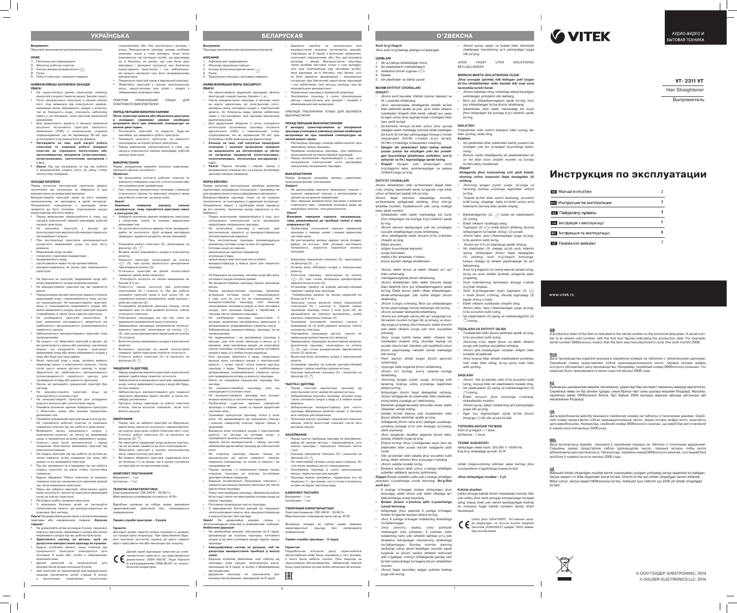# УКРАЇНСЬКА

# БЕЛАРУСКАЯ

# O'ZBEKCHA

VITEK

АУДИО-ВИДЕО И БЫТОВАЯ ТЕХНИКА

**VT- 2311 VT**

Hair Straightener

Выпрямитель

# Инструкция по эксплуатации

| | |
|---|---|
| GB Manual instruction | 2 |
| RUS Инструкция по эксплуатации | 3 |
| KZ Пайдалану нұсқасы | 4 |
| UA Інструкція з експлуатації | 5 |
| BEL Інструкцыя па эксплуатацыі | 6 |
| UZ Foydalanish qoidalari | 7 |

www.vitek.ru

**GB**
A production date of the item is indicated in the serial number on the technical data plate. A serial number is an eleven-unit number, with the first four figures indicating the production date. For example, serial number 0606xxxxxxx means that the item was manufactured in June (the sixth month) 2006.

**RUS**
Дата производства изделия указана в серийном номере на табличке с техническими данными. Серийный номер представляет собой одиннадцатизначное число, первые четыре цифры которого обозначают дату производства. Например, серийный номер 0606xxxxxxx означает, что изделие было произведено в июне (шестой месяц) 2006 года.

**KZ**
Бұйымның шығарылған мерзімі техникалық деректер бар кестедегі сериялық нөмірде көрсетілген. Сериялық нөмір он бір саннан тұрады, оның бірінші төрт саны шығару мерзімін білдіреді. Мысалы, сериялық нөмір 0606xxxxxxx болса, бұл бұйым 2006 жылдың маусым айында (алтыншы ай) жасалғанын білдіреді.

**UA**
Дата виробництва виробу вказана в серійному номері на табличці з технічними даними. Серійний номер представляє собою одинадцятизначне число, перші чотири цифри якого означають дату виробництва. Наприклад, серійний номер 0606xxxxxxx означає, що виріб був виготовлений в червні (шостий місяць) 2006 року.

**BEL**
Дата вытворчасці вырабу паказана ў серыйным нумары на таблічцы з тэхнічнымі дадзенымі. Серыйны нумар уяўляе сабой адзінаццаціхзначны лік, першыя чатыры лічбы якога абазначаюць дату вытворчасці. Напрыклад, серыйны нумар 0606xxxxxxx азначае, што выраб быў зроблены ў чэрвені (шосты месяц) 2006 года.

**UZ**
Mahsulot ishlab chiqarilgan muddat texnik xususiyatlari yozilgan yorliqdagi seriya raqamida ko'rsatilgan. Seriya raqami o'n bitta raqamdan iborat bo'ladi, birinchi to'rtta son ishlab chiqarilgan sanani bildiradi. Misol uchun, seriya raqami 0606xxxxxxx bo'lsa, mahsulot iyun (oltinchi oy) 2006 yili ishlab chiqarilgan bo'ladi.

© ООО ГОЛДЕР-ЭЛЕКТРОНИКС, 2014
© GOLDER-ELECTRONICS LLC, 2014